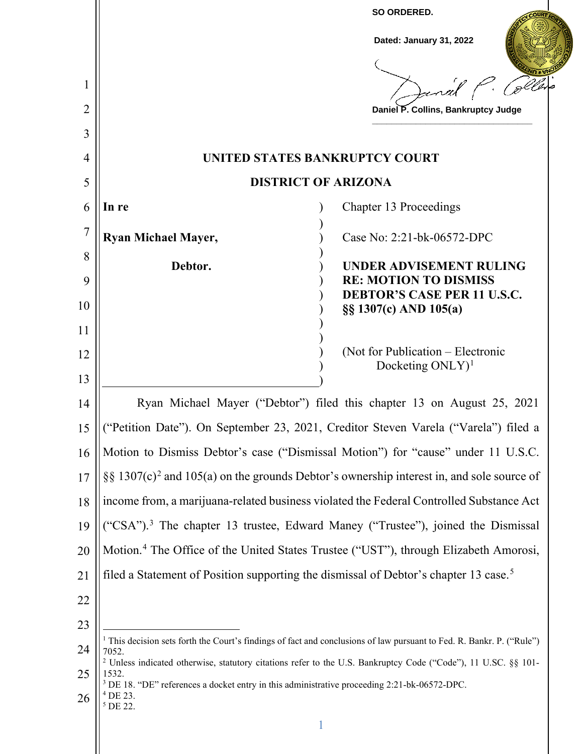**SO ORDERED.**

**Dated: January 31, 2022**

**Daniel P. Collins, Bankruptcy Judge**

# UNITED STATES BANKRUPTCY COURT

## DISTRICT OF ARIZONA

| | |
|---|---|
| **In re** | Chapter 13 Proceedings |
| **Ryan Michael Mayer,** | Case No: 2:21-bk-06572-DPC |
| **Debtor.** | **UNDER ADVISEMENT RULING RE: MOTION TO DISMISS DEBTOR'S CASE PER 11 U.S.C. §§ 1307(c) AND 105(a)** |
| | (Not for Publication – Electronic Docketing ONLY)[1] |

Ryan Michael Mayer ("Debtor") filed this chapter 13 on August 25, 2021 ("Petition Date"). On September 23, 2021, Creditor Steven Varela ("Varela") filed a Motion to Dismiss Debtor's case ("Dismissal Motion") for "cause" under 11 U.S.C. §§ 1307(c)[2] and 105(a) on the grounds Debtor's ownership interest in, and sole source of income from, a marijuana-related business violated the Federal Controlled Substance Act ("CSA").[3] The chapter 13 trustee, Edward Maney ("Trustee"), joined the Dismissal Motion.[4] The Office of the United States Trustee ("UST"), through Elizabeth Amorosi, filed a Statement of Position supporting the dismissal of Debtor's chapter 13 case.[5]

---

[1] This decision sets forth the Court's findings of fact and conclusions of law pursuant to Fed. R. Bankr. P. ("Rule") 7052.

[2] Unless indicated otherwise, statutory citations refer to the U.S. Bankruptcy Code ("Code"), 11 U.SC. §§ 101-1532.

[3] DE 18. "DE" references a docket entry in this administrative proceeding 2:21-bk-06572-DPC.

[4] DE 23.

[5] DE 22.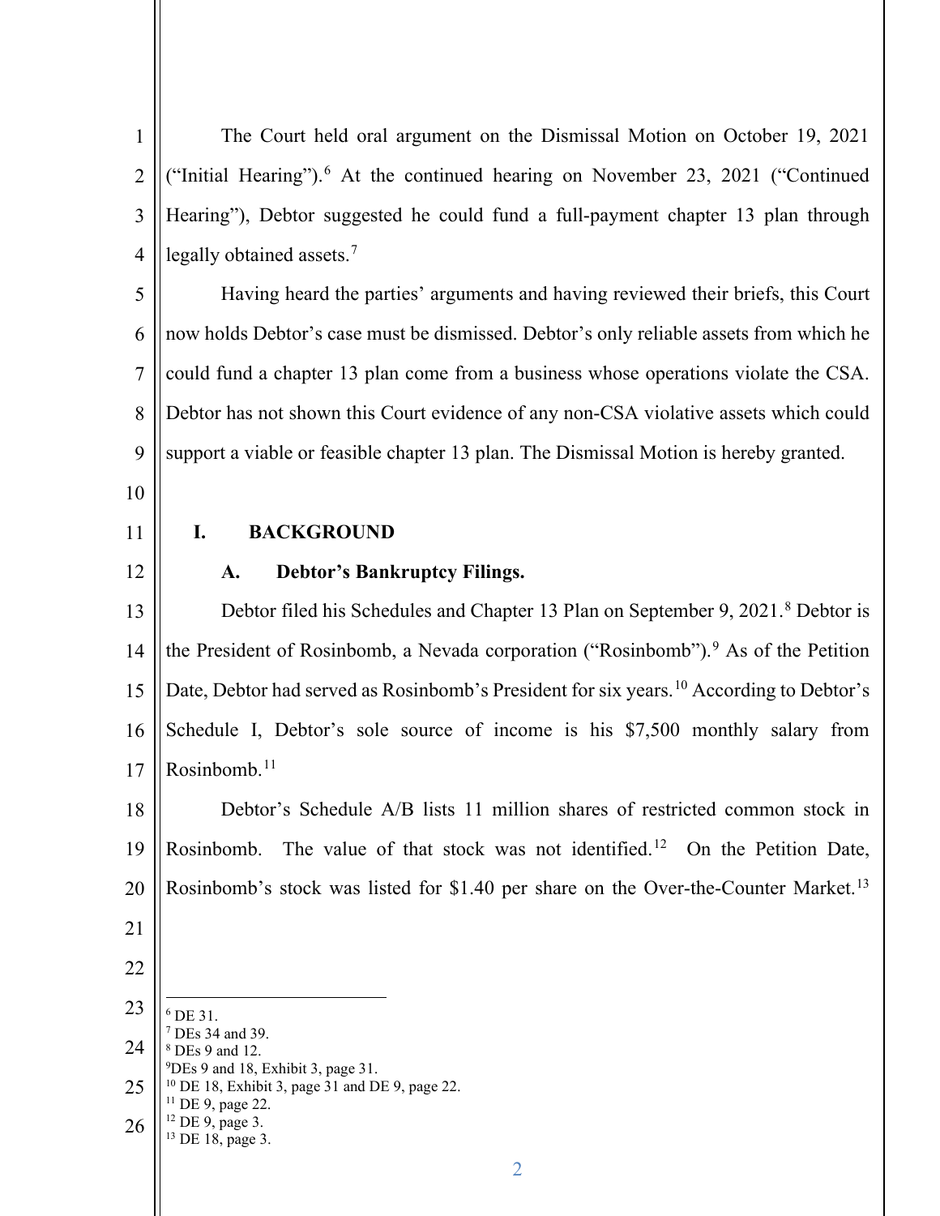The Court held oral argument on the Dismissal Motion on October 19, 2021 ("Initial Hearing").[6] At the continued hearing on November 23, 2021 ("Continued Hearing"), Debtor suggested he could fund a full-payment chapter 13 plan through legally obtained assets.[7]

Having heard the parties' arguments and having reviewed their briefs, this Court now holds Debtor's case must be dismissed. Debtor's only reliable assets from which he could fund a chapter 13 plan come from a business whose operations violate the CSA. Debtor has not shown this Court evidence of any non-CSA violative assets which could support a viable or feasible chapter 13 plan. The Dismissal Motion is hereby granted.

## I. BACKGROUND

### A. Debtor's Bankruptcy Filings.

Debtor filed his Schedules and Chapter 13 Plan on September 9, 2021.[8] Debtor is the President of Rosinbomb, a Nevada corporation ("Rosinbomb").[9] As of the Petition Date, Debtor had served as Rosinbomb's President for six years.[10] According to Debtor's Schedule I, Debtor's sole source of income is his $7,500 monthly salary from Rosinbomb.[11]

Debtor's Schedule A/B lists 11 million shares of restricted common stock in Rosinbomb. The value of that stock was not identified.[12] On the Petition Date, Rosinbomb's stock was listed for $1.40 per share on the Over-the-Counter Market.[13]

---

[6] DE 31.
[7] DEs 34 and 39.
[8] DEs 9 and 12.
[9] DEs 9 and 18, Exhibit 3, page 31.
[10] DE 18, Exhibit 3, page 31 and DE 9, page 22.
[11] DE 9, page 22.
[12] DE 9, page 3.
[13] DE 18, page 3.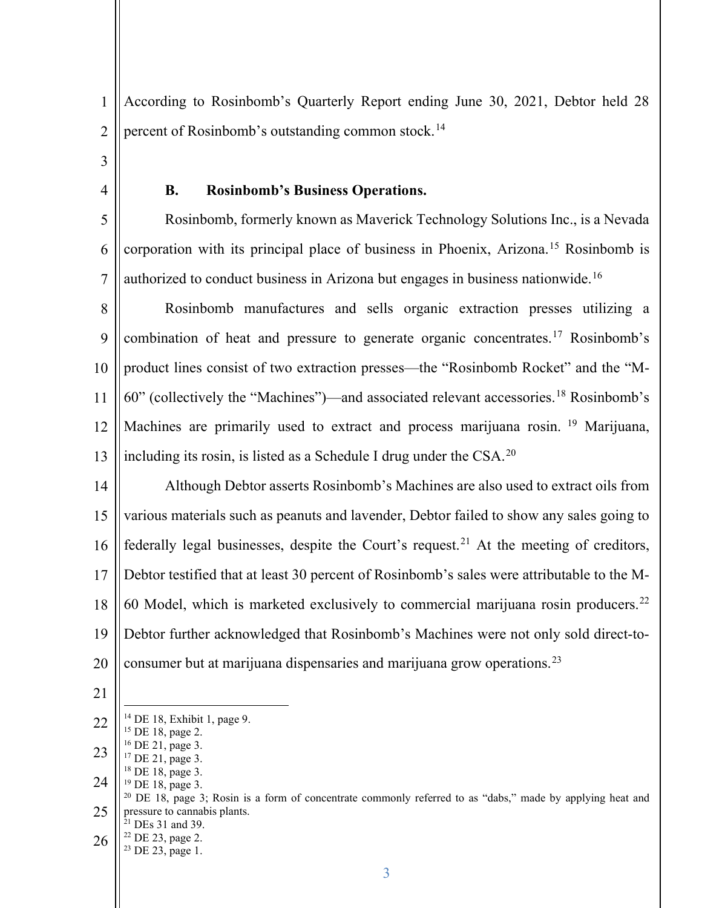According to Rosinbomb's Quarterly Report ending June 30, 2021, Debtor held 28 percent of Rosinbomb's outstanding common stock.[14]

### B. Rosinbomb's Business Operations.

Rosinbomb, formerly known as Maverick Technology Solutions Inc., is a Nevada corporation with its principal place of business in Phoenix, Arizona.[15] Rosinbomb is authorized to conduct business in Arizona but engages in business nationwide.[16]

Rosinbomb manufactures and sells organic extraction presses utilizing a combination of heat and pressure to generate organic concentrates.[17] Rosinbomb's product lines consist of two extraction presses—the "Rosinbomb Rocket" and the "M-60" (collectively the "Machines")—and associated relevant accessories.[18] Rosinbomb's Machines are primarily used to extract and process marijuana rosin.[19] Marijuana, including its rosin, is listed as a Schedule I drug under the CSA.[20]

Although Debtor asserts Rosinbomb's Machines are also used to extract oils from various materials such as peanuts and lavender, Debtor failed to show any sales going to federally legal businesses, despite the Court's request.[21] At the meeting of creditors, Debtor testified that at least 30 percent of Rosinbomb's sales were attributable to the M-60 Model, which is marketed exclusively to commercial marijuana rosin producers.[22] Debtor further acknowledged that Rosinbomb's Machines were not only sold direct-to-consumer but at marijuana dispensaries and marijuana grow operations.[23]

---

[14] DE 18, Exhibit 1, page 9.
[15] DE 18, page 2.
[16] DE 21, page 3.
[17] DE 21, page 3.
[18] DE 18, page 3.
[19] DE 18, page 3.
[20] DE 18, page 3; Rosin is a form of concentrate commonly referred to as "dabs," made by applying heat and pressure to cannabis plants.
[21] DEs 31 and 39.
[22] DE 23, page 2.
[23] DE 23, page 1.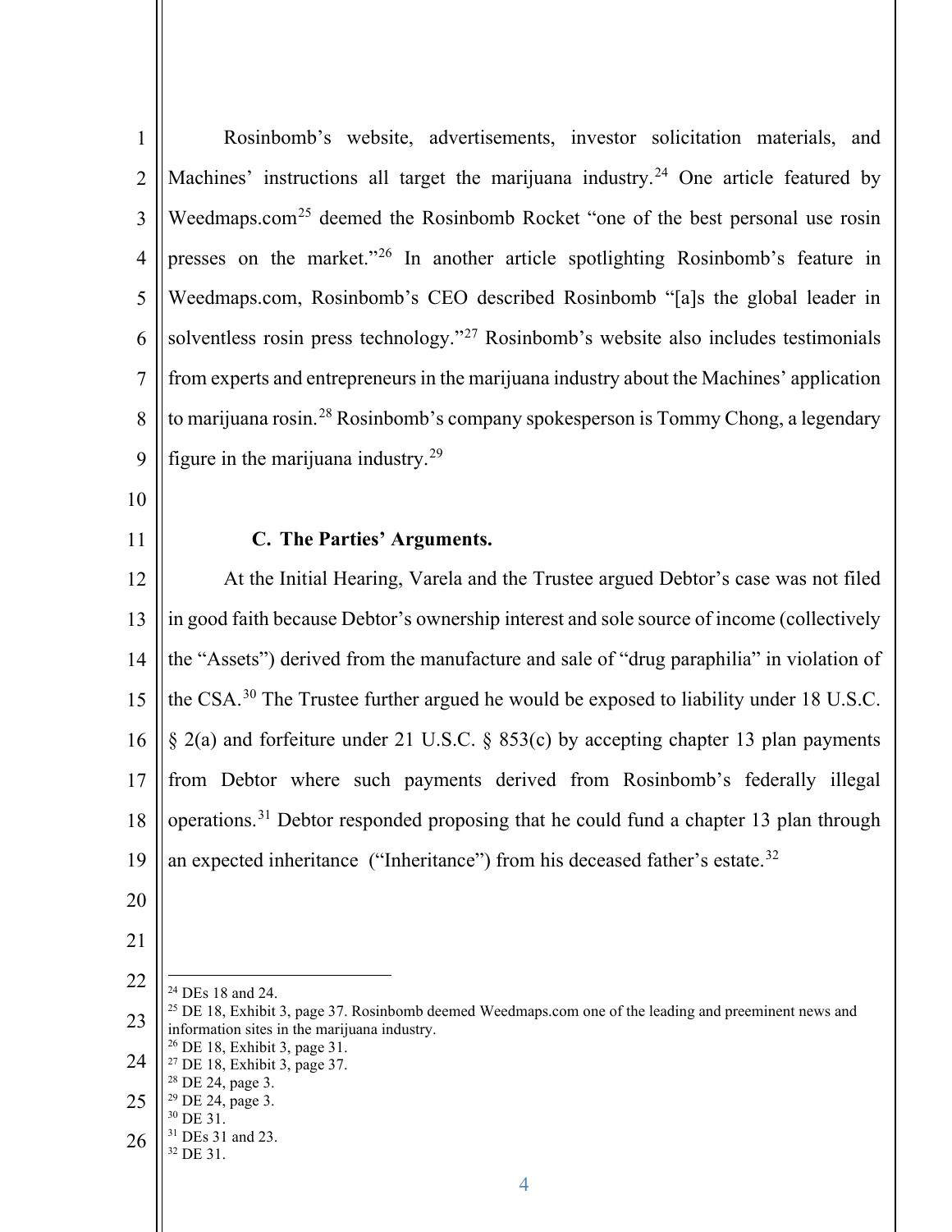Rosinbomb's website, advertisements, investor solicitation materials, and Machines' instructions all target the marijuana industry.[24] One article featured by Weedmaps.com[25] deemed the Rosinbomb Rocket "one of the best personal use rosin presses on the market."[26] In another article spotlighting Rosinbomb's feature in Weedmaps.com, Rosinbomb's CEO described Rosinbomb "[a]s the global leader in solventless rosin press technology."[27] Rosinbomb's website also includes testimonials from experts and entrepreneurs in the marijuana industry about the Machines' application to marijuana rosin.[28] Rosinbomb's company spokesperson is Tommy Chong, a legendary figure in the marijuana industry.[29]

### C. The Parties' Arguments.

At the Initial Hearing, Varela and the Trustee argued Debtor's case was not filed in good faith because Debtor's ownership interest and sole source of income (collectively the "Assets") derived from the manufacture and sale of "drug paraphilia" in violation of the CSA.[30] The Trustee further argued he would be exposed to liability under 18 U.S.C. § 2(a) and forfeiture under 21 U.S.C. § 853(c) by accepting chapter 13 plan payments from Debtor where such payments derived from Rosinbomb's federally illegal operations.[31] Debtor responded proposing that he could fund a chapter 13 plan through an expected inheritance ("Inheritance") from his deceased father's estate.[32]

---

[24] DEs 18 and 24.

[25] DE 18, Exhibit 3, page 37. Rosinbomb deemed Weedmaps.com one of the leading and preeminent news and information sites in the marijuana industry.

[26] DE 18, Exhibit 3, page 31.

[27] DE 18, Exhibit 3, page 37.

[28] DE 24, page 3.

[29] DE 24, page 3.

[30] DE 31.

[31] DEs 31 and 23.

[32] DE 31.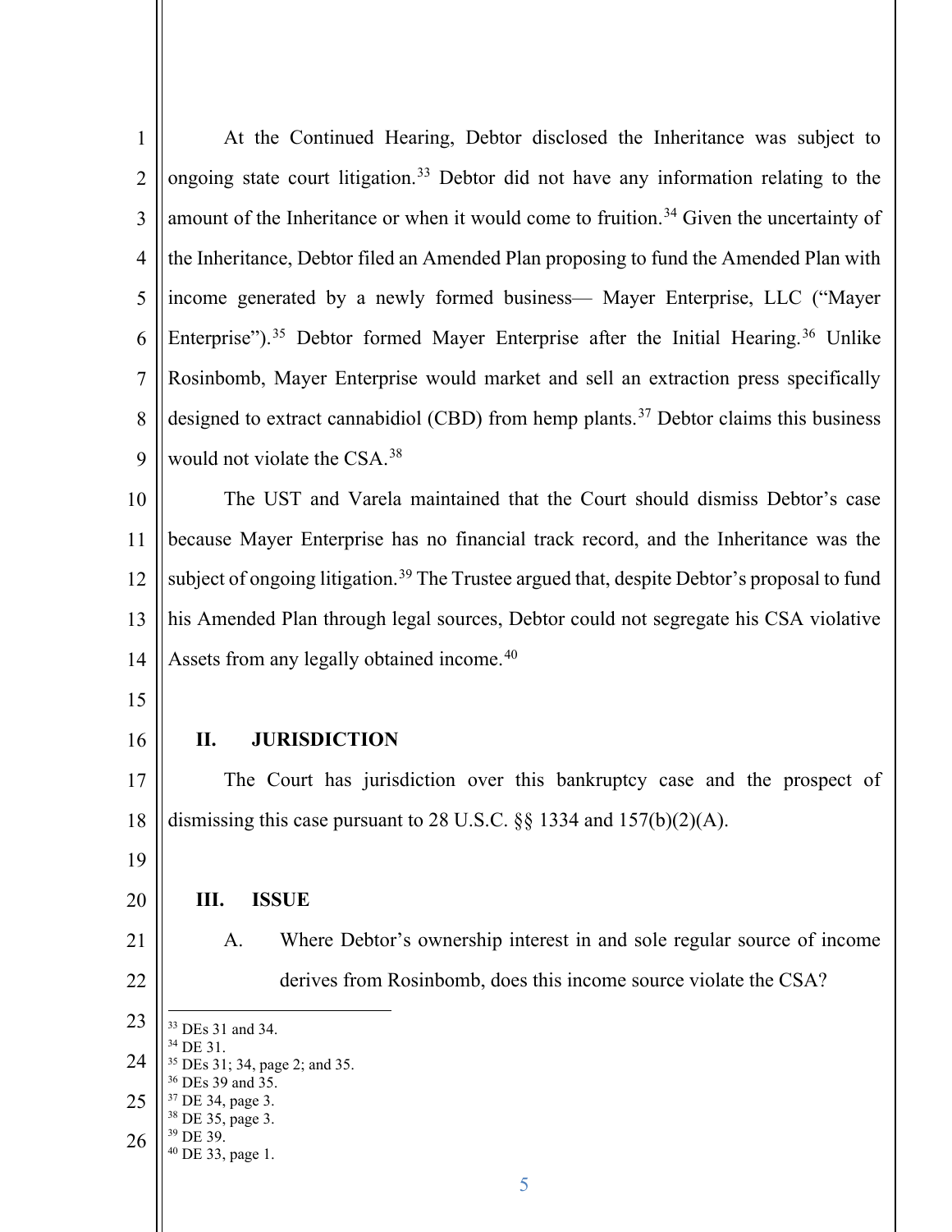At the Continued Hearing, Debtor disclosed the Inheritance was subject to ongoing state court litigation.[33] Debtor did not have any information relating to the amount of the Inheritance or when it would come to fruition.[34] Given the uncertainty of the Inheritance, Debtor filed an Amended Plan proposing to fund the Amended Plan with income generated by a newly formed business— Mayer Enterprise, LLC ("Mayer Enterprise").[35] Debtor formed Mayer Enterprise after the Initial Hearing.[36] Unlike Rosinbomb, Mayer Enterprise would market and sell an extraction press specifically designed to extract cannabidiol (CBD) from hemp plants.[37] Debtor claims this business would not violate the CSA.[38]

The UST and Varela maintained that the Court should dismiss Debtor's case because Mayer Enterprise has no financial track record, and the Inheritance was the subject of ongoing litigation.[39] The Trustee argued that, despite Debtor's proposal to fund his Amended Plan through legal sources, Debtor could not segregate his CSA violative Assets from any legally obtained income.[40]

## II. JURISDICTION

The Court has jurisdiction over this bankruptcy case and the prospect of dismissing this case pursuant to 28 U.S.C. §§ 1334 and 157(b)(2)(A).

## III. ISSUE

A. Where Debtor's ownership interest in and sole regular source of income derives from Rosinbomb, does this income source violate the CSA?

---

[33] DEs 31 and 34.
[34] DE 31.
[35] DEs 31; 34, page 2; and 35.
[36] DEs 39 and 35.
[37] DE 34, page 3.
[38] DE 35, page 3.
[39] DE 39.
[40] DE 33, page 1.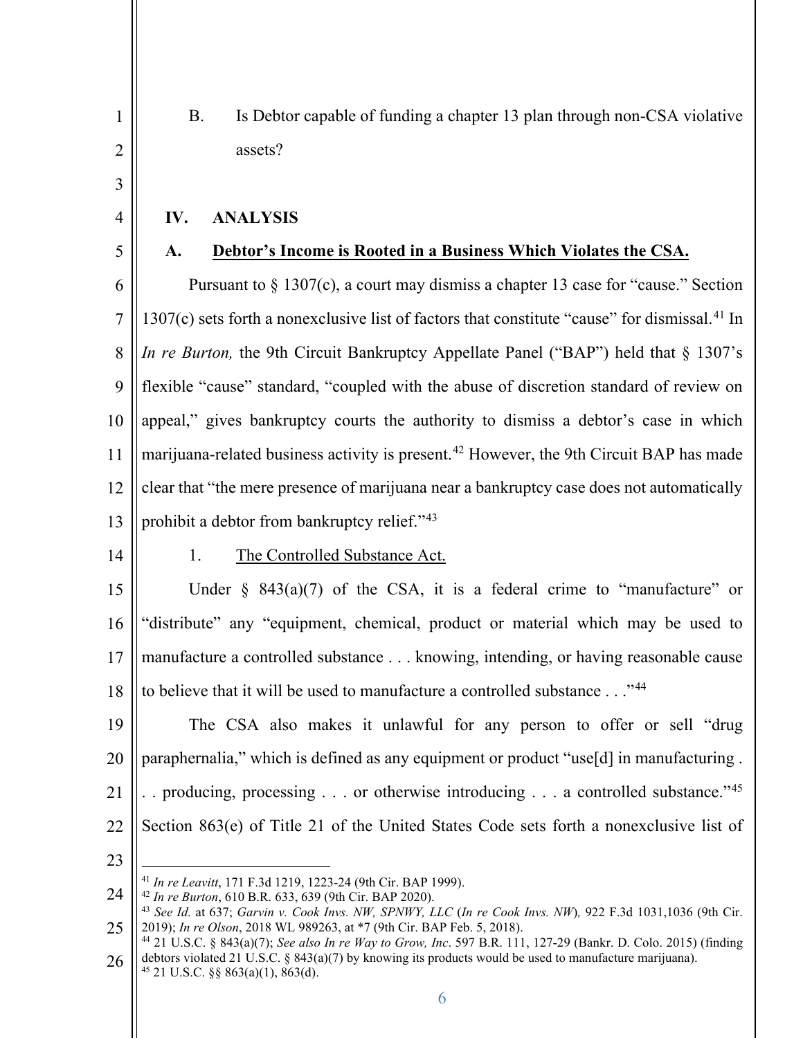B. Is Debtor capable of funding a chapter 13 plan through non-CSA violative assets?

## IV. ANALYSIS

### A. **Debtor's Income is Rooted in a Business Which Violates the CSA.**

Pursuant to § 1307(c), a court may dismiss a chapter 13 case for "cause." Section 1307(c) sets forth a nonexclusive list of factors that constitute "cause" for dismissal.[41] In *In re Burton,* the 9th Circuit Bankruptcy Appellate Panel ("BAP") held that § 1307's flexible "cause" standard, "coupled with the abuse of discretion standard of review on appeal," gives bankruptcy courts the authority to dismiss a debtor's case in which marijuana-related business activity is present.[42] However, the 9th Circuit BAP has made clear that "the mere presence of marijuana near a bankruptcy case does not automatically prohibit a debtor from bankruptcy relief."[43]

1. The Controlled Substance Act.

Under § 843(a)(7) of the CSA, it is a federal crime to "manufacture" or "distribute" any "equipment, chemical, product or material which may be used to manufacture a controlled substance . . . knowing, intending, or having reasonable cause to believe that it will be used to manufacture a controlled substance . . ."[44]

The CSA also makes it unlawful for any person to offer or sell "drug paraphernalia," which is defined as any equipment or product "use[d] in manufacturing . . . producing, processing . . . or otherwise introducing . . . a controlled substance."[45] Section 863(e) of Title 21 of the United States Code sets forth a nonexclusive list of

---

[41] *In re Leavitt*, 171 F.3d 1219, 1223-24 (9th Cir. BAP 1999).
[42] *In re Burton*, 610 B.R. 633, 639 (9th Cir. BAP 2020).
[43] *See Id.* at 637; *Garvin v. Cook Invs. NW, SPNWY, LLC* (*In re Cook Invs. NW*)*,* 922 F.3d 1031,1036 (9th Cir. 2019); *In re Olson*, 2018 WL 989263, at *7 (9th Cir. BAP Feb. 5, 2018).
[44] 21 U.S.C. § 843(a)(7); *See also In re Way to Grow, Inc*. 597 B.R. 111, 127-29 (Bankr. D. Colo. 2015) (finding debtors violated 21 U.S.C. § 843(a)(7) by knowing its products would be used to manufacture marijuana).
[45] 21 U.S.C. §§ 863(a)(1), 863(d).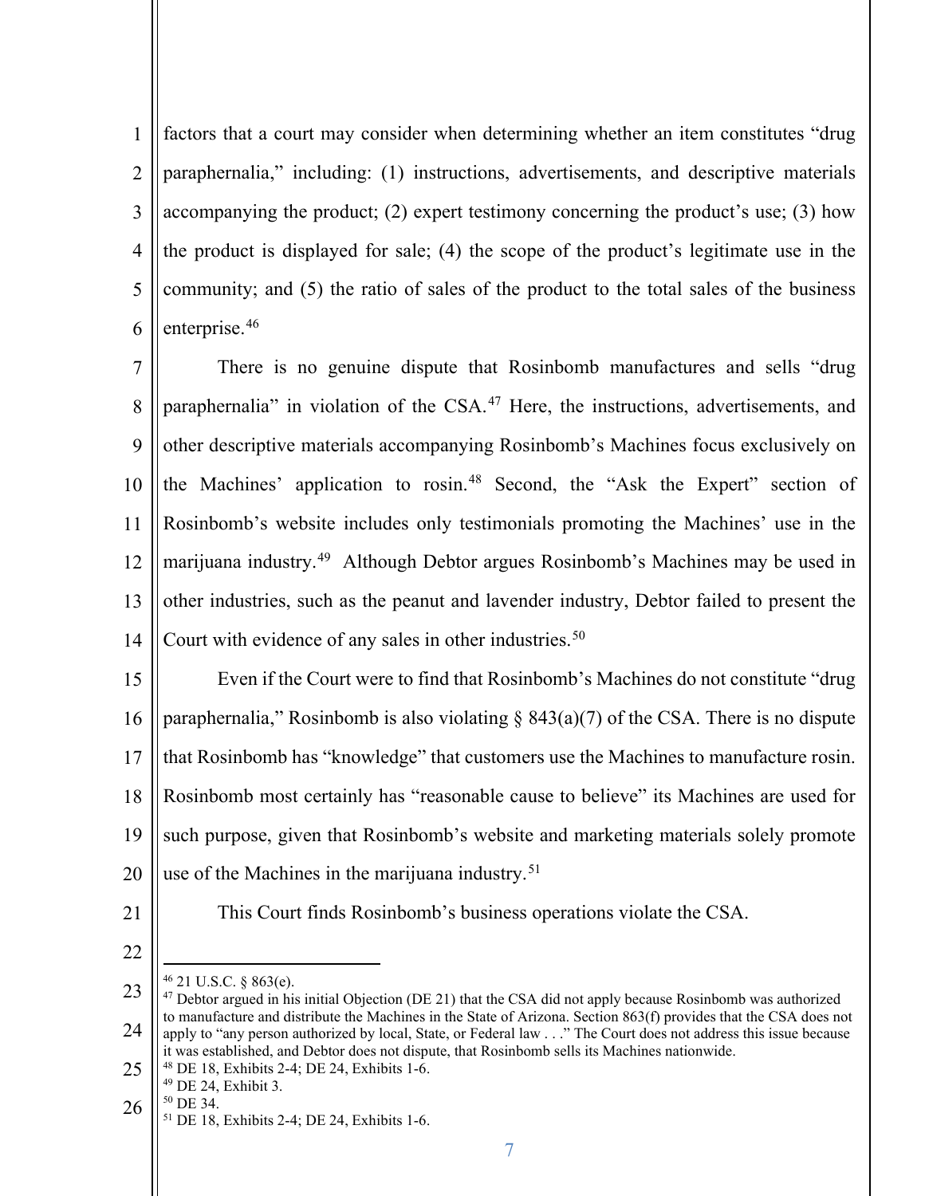factors that a court may consider when determining whether an item constitutes "drug paraphernalia," including: (1) instructions, advertisements, and descriptive materials accompanying the product; (2) expert testimony concerning the product's use; (3) how the product is displayed for sale; (4) the scope of the product's legitimate use in the community; and (5) the ratio of sales of the product to the total sales of the business enterprise.[46]

There is no genuine dispute that Rosinbomb manufactures and sells "drug paraphernalia" in violation of the CSA.[47] Here, the instructions, advertisements, and other descriptive materials accompanying Rosinbomb's Machines focus exclusively on the Machines' application to rosin.[48] Second, the "Ask the Expert" section of Rosinbomb's website includes only testimonials promoting the Machines' use in the marijuana industry.[49] Although Debtor argues Rosinbomb's Machines may be used in other industries, such as the peanut and lavender industry, Debtor failed to present the Court with evidence of any sales in other industries.[50]

Even if the Court were to find that Rosinbomb's Machines do not constitute "drug paraphernalia," Rosinbomb is also violating § 843(a)(7) of the CSA. There is no dispute that Rosinbomb has "knowledge" that customers use the Machines to manufacture rosin. Rosinbomb most certainly has "reasonable cause to believe" its Machines are used for such purpose, given that Rosinbomb's website and marketing materials solely promote use of the Machines in the marijuana industry.[51]

This Court finds Rosinbomb's business operations violate the CSA.

---

[46] 21 U.S.C. § 863(e).

[47] Debtor argued in his initial Objection (DE 21) that the CSA did not apply because Rosinbomb was authorized to manufacture and distribute the Machines in the State of Arizona. Section 863(f) provides that the CSA does not apply to "any person authorized by local, State, or Federal law . . ." The Court does not address this issue because it was established, and Debtor does not dispute, that Rosinbomb sells its Machines nationwide.

[48] DE 18, Exhibits 2-4; DE 24, Exhibits 1-6.

[49] DE 24, Exhibit 3.

[50] DE 34.

[51] DE 18, Exhibits 2-4; DE 24, Exhibits 1-6.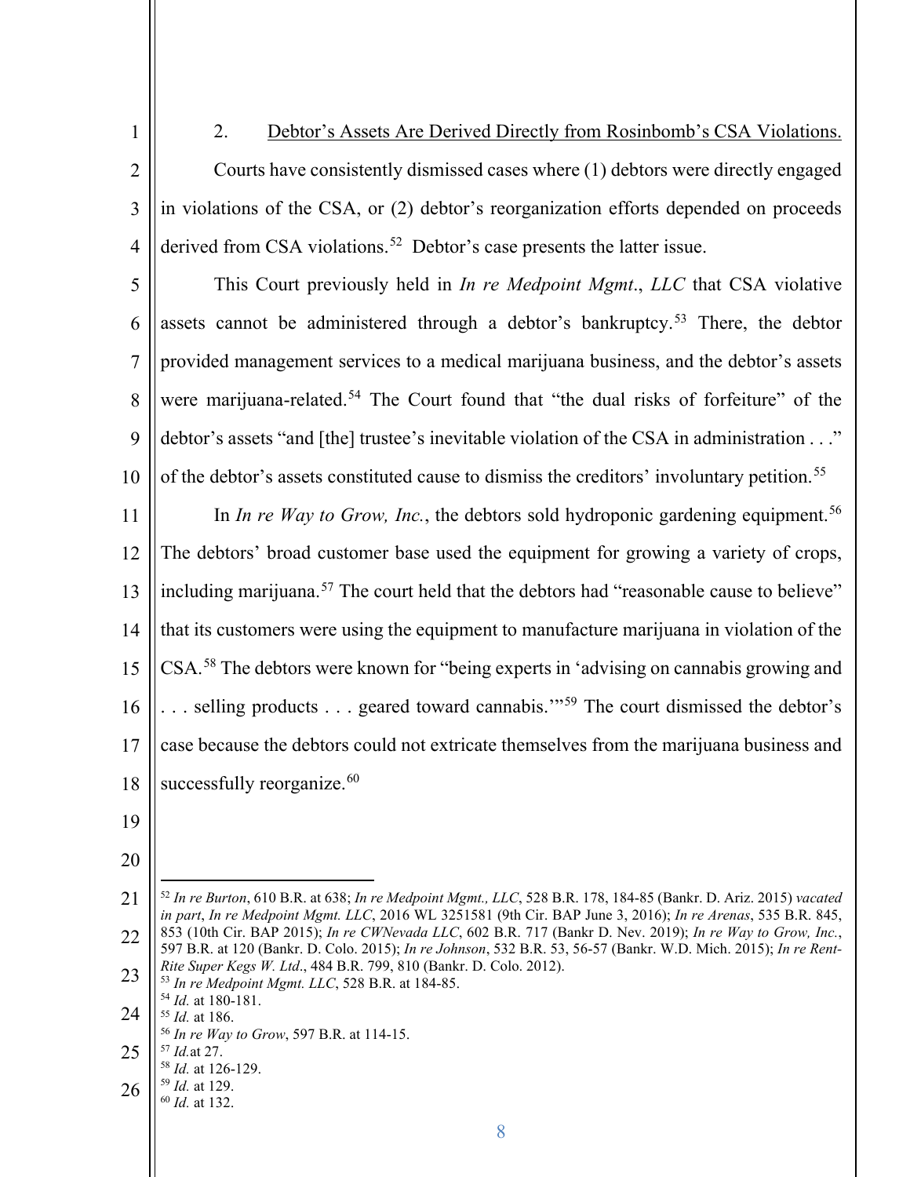2. <u>Debtor's Assets Are Derived Directly from Rosinbomb's CSA Violations.</u>

Courts have consistently dismissed cases where (1) debtors were directly engaged in violations of the CSA, or (2) debtor's reorganization efforts depended on proceeds derived from CSA violations.[52] Debtor's case presents the latter issue.

This Court previously held in *In re Medpoint Mgmt*., *LLC* that CSA violative assets cannot be administered through a debtor's bankruptcy.[53] There, the debtor provided management services to a medical marijuana business, and the debtor's assets were marijuana-related.[54] The Court found that "the dual risks of forfeiture" of the debtor's assets "and [the] trustee's inevitable violation of the CSA in administration . . ." of the debtor's assets constituted cause to dismiss the creditors' involuntary petition.[55]

In *In re Way to Grow, Inc.*, the debtors sold hydroponic gardening equipment.[56] The debtors' broad customer base used the equipment for growing a variety of crops, including marijuana.[57] The court held that the debtors had "reasonable cause to believe" that its customers were using the equipment to manufacture marijuana in violation of the CSA.[58] The debtors were known for "being experts in 'advising on cannabis growing and . . . selling products . . . geared toward cannabis.'"[59] The court dismissed the debtor's case because the debtors could not extricate themselves from the marijuana business and successfully reorganize.[60]

---

[52] *In re Burton*, 610 B.R. at 638; *In re Medpoint Mgmt., LLC*, 528 B.R. 178, 184-85 (Bankr. D. Ariz. 2015) *vacated in part*, *In re Medpoint Mgmt. LLC*, 2016 WL 3251581 (9th Cir. BAP June 3, 2016); *In re Arenas*, 535 B.R. 845, 853 (10th Cir. BAP 2015); *In re CWNevada LLC*, 602 B.R. 717 (Bankr D. Nev. 2019); *In re Way to Grow, Inc.*, 597 B.R. at 120 (Bankr. D. Colo. 2015); *In re Johnson*, 532 B.R. 53, 56-57 (Bankr. W.D. Mich. 2015); *In re Rent-Rite Super Kegs W. Ltd*., 484 B.R. 799, 810 (Bankr. D. Colo. 2012).

[53] *In re Medpoint Mgmt. LLC*, 528 B.R. at 184-85.

[54] *Id.* at 180-181.

[55] *Id.* at 186.

[56] *In re Way to Grow*, 597 B.R. at 114-15.

[57] *Id.*at 27.

[58] *Id.* at 126-129.

[59] *Id.* at 129.

[60] *Id.* at 132.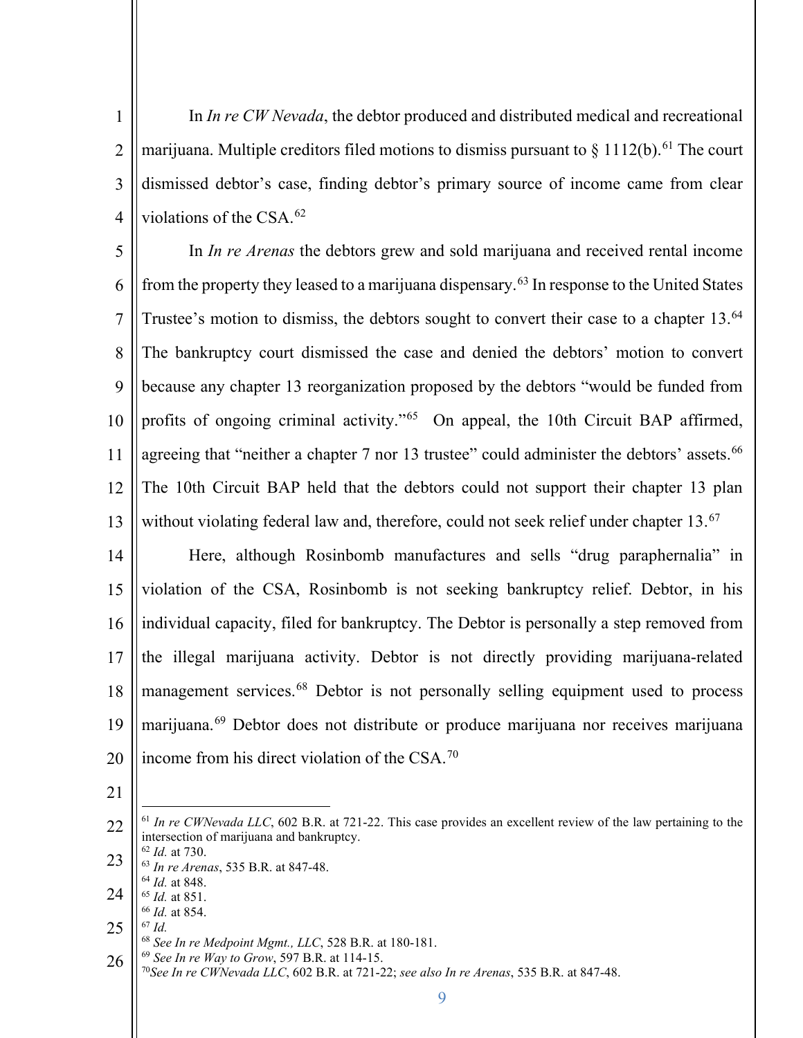In *In re CW Nevada*, the debtor produced and distributed medical and recreational marijuana. Multiple creditors filed motions to dismiss pursuant to § 1112(b).[61] The court dismissed debtor's case, finding debtor's primary source of income came from clear violations of the CSA.[62]

In *In re Arenas* the debtors grew and sold marijuana and received rental income from the property they leased to a marijuana dispensary.[63] In response to the United States Trustee's motion to dismiss, the debtors sought to convert their case to a chapter 13.[64] The bankruptcy court dismissed the case and denied the debtors' motion to convert because any chapter 13 reorganization proposed by the debtors "would be funded from profits of ongoing criminal activity."[65] On appeal, the 10th Circuit BAP affirmed, agreeing that "neither a chapter 7 nor 13 trustee" could administer the debtors' assets.[66] The 10th Circuit BAP held that the debtors could not support their chapter 13 plan without violating federal law and, therefore, could not seek relief under chapter 13.[67]

Here, although Rosinbomb manufactures and sells "drug paraphernalia" in violation of the CSA, Rosinbomb is not seeking bankruptcy relief. Debtor, in his individual capacity, filed for bankruptcy. The Debtor is personally a step removed from the illegal marijuana activity. Debtor is not directly providing marijuana-related management services.[68] Debtor is not personally selling equipment used to process marijuana.[69] Debtor does not distribute or produce marijuana nor receives marijuana income from his direct violation of the CSA.[70]

---

[61] *In re CWNevada LLC*, 602 B.R. at 721-22. This case provides an excellent review of the law pertaining to the intersection of marijuana and bankruptcy.
[62] *Id.* at 730.
[63] *In re Arenas*, 535 B.R. at 847-48.
[64] *Id.* at 848.
[65] *Id.* at 851.
[66] *Id.* at 854.
[67] *Id.*
[68] *See In re Medpoint Mgmt., LLC*, 528 B.R. at 180-181.
[69] *See In re Way to Grow*, 597 B.R. at 114-15.
[70] *See In re CWNevada LLC*, 602 B.R. at 721-22; *see also In re Arenas*, 535 B.R. at 847-48.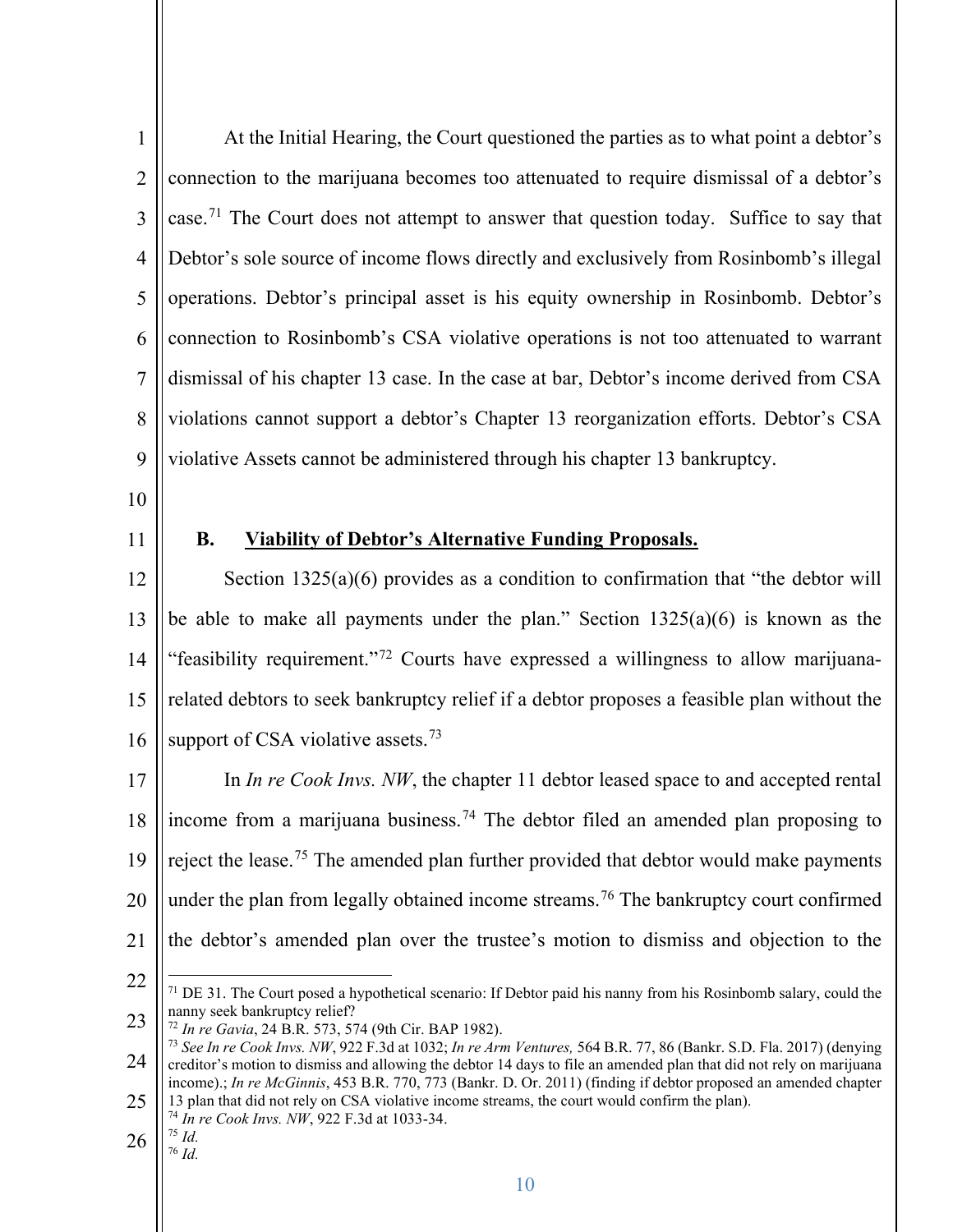At the Initial Hearing, the Court questioned the parties as to what point a debtor's connection to the marijuana becomes too attenuated to require dismissal of a debtor's case.[71] The Court does not attempt to answer that question today. Suffice to say that Debtor's sole source of income flows directly and exclusively from Rosinbomb's illegal operations. Debtor's principal asset is his equity ownership in Rosinbomb. Debtor's connection to Rosinbomb's CSA violative operations is not too attenuated to warrant dismissal of his chapter 13 case. In the case at bar, Debtor's income derived from CSA violations cannot support a debtor's Chapter 13 reorganization efforts. Debtor's CSA violative Assets cannot be administered through his chapter 13 bankruptcy.

### B. <u>Viability of Debtor's Alternative Funding Proposals.</u>

Section 1325(a)(6) provides as a condition to confirmation that "the debtor will be able to make all payments under the plan." Section 1325(a)(6) is known as the "feasibility requirement."[72] Courts have expressed a willingness to allow marijuana-related debtors to seek bankruptcy relief if a debtor proposes a feasible plan without the support of CSA violative assets.[73]

In *In re Cook Invs. NW*, the chapter 11 debtor leased space to and accepted rental income from a marijuana business.[74] The debtor filed an amended plan proposing to reject the lease.[75] The amended plan further provided that debtor would make payments under the plan from legally obtained income streams.[76] The bankruptcy court confirmed the debtor's amended plan over the trustee's motion to dismiss and objection to the

---

[71] DE 31. The Court posed a hypothetical scenario: If Debtor paid his nanny from his Rosinbomb salary, could the nanny seek bankruptcy relief?

[72] *In re Gavia*, 24 B.R. 573, 574 (9th Cir. BAP 1982).

[73] *See In re Cook Invs. NW*, 922 F.3d at 1032; *In re Arm Ventures,* 564 B.R. 77, 86 (Bankr. S.D. Fla. 2017) (denying creditor's motion to dismiss and allowing the debtor 14 days to file an amended plan that did not rely on marijuana income).; *In re McGinnis*, 453 B.R. 770, 773 (Bankr. D. Or. 2011) (finding if debtor proposed an amended chapter 13 plan that did not rely on CSA violative income streams, the court would confirm the plan).

[74] *In re Cook Invs. NW*, 922 F.3d at 1033-34.

[75] *Id.*

[76] *Id.*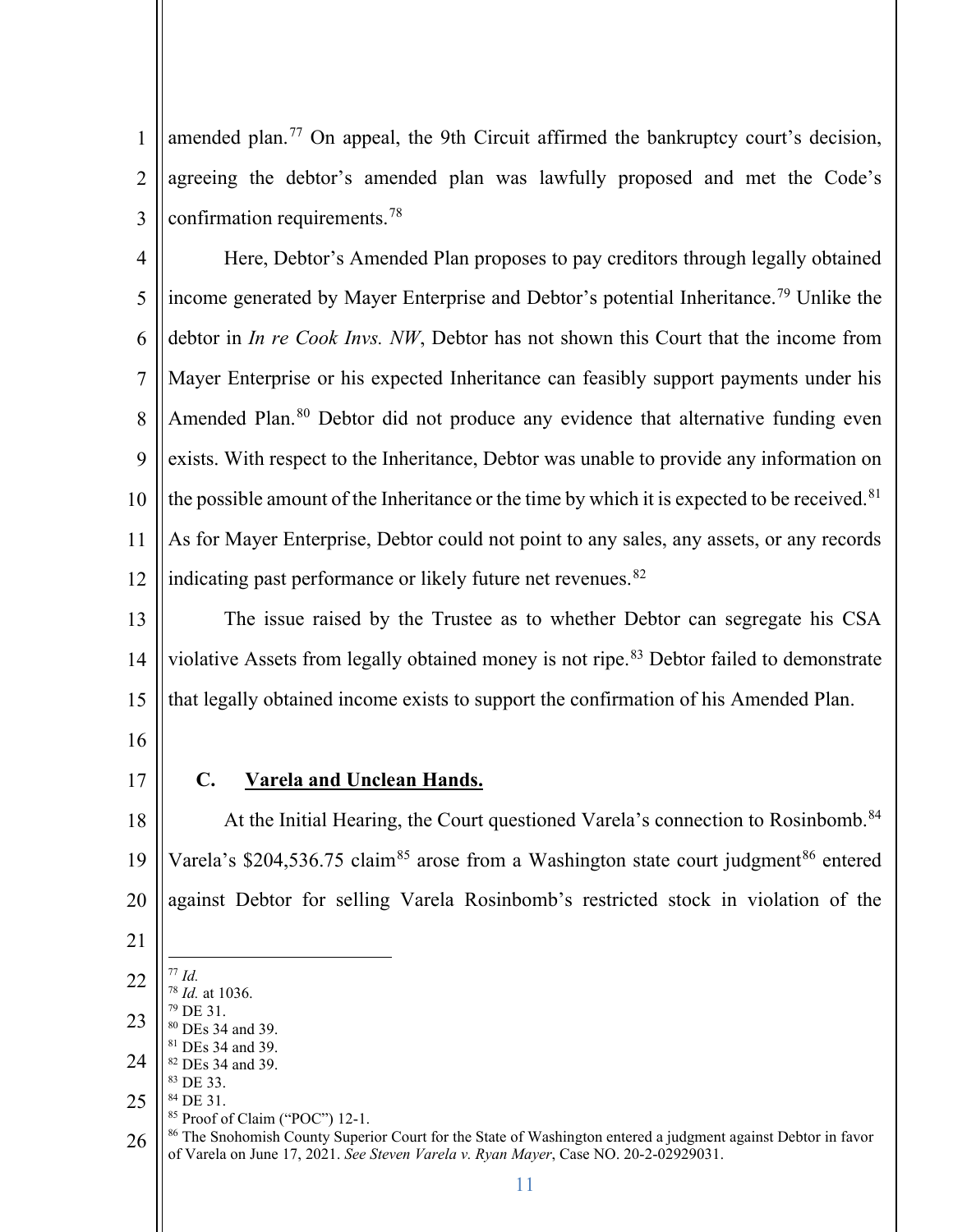amended plan.[77] On appeal, the 9th Circuit affirmed the bankruptcy court's decision, agreeing the debtor's amended plan was lawfully proposed and met the Code's confirmation requirements.[78]

Here, Debtor's Amended Plan proposes to pay creditors through legally obtained income generated by Mayer Enterprise and Debtor's potential Inheritance.[79] Unlike the debtor in *In re Cook Invs. NW*, Debtor has not shown this Court that the income from Mayer Enterprise or his expected Inheritance can feasibly support payments under his Amended Plan.[80] Debtor did not produce any evidence that alternative funding even exists. With respect to the Inheritance, Debtor was unable to provide any information on the possible amount of the Inheritance or the time by which it is expected to be received.[81] As for Mayer Enterprise, Debtor could not point to any sales, any assets, or any records indicating past performance or likely future net revenues.[82]

The issue raised by the Trustee as to whether Debtor can segregate his CSA violative Assets from legally obtained money is not ripe.[83] Debtor failed to demonstrate that legally obtained income exists to support the confirmation of his Amended Plan.

**C. <u>Varela and Unclean Hands.</u>**

At the Initial Hearing, the Court questioned Varela's connection to Rosinbomb.[84] Varela's $204,536.75 claim[85] arose from a Washington state court judgment[86] entered against Debtor for selling Varela Rosinbomb's restricted stock in violation of the

---

[77] *Id.*
[78] *Id.* at 1036.
[79] DE 31.
[80] DEs 34 and 39.
[81] DEs 34 and 39.
[82] DEs 34 and 39.
[83] DE 33.
[84] DE 31.
[85] Proof of Claim ("POC") 12-1.
[86] The Snohomish County Superior Court for the State of Washington entered a judgment against Debtor in favor of Varela on June 17, 2021. *See Steven Varela v. Ryan Mayer*, Case NO. 20-2-02929031.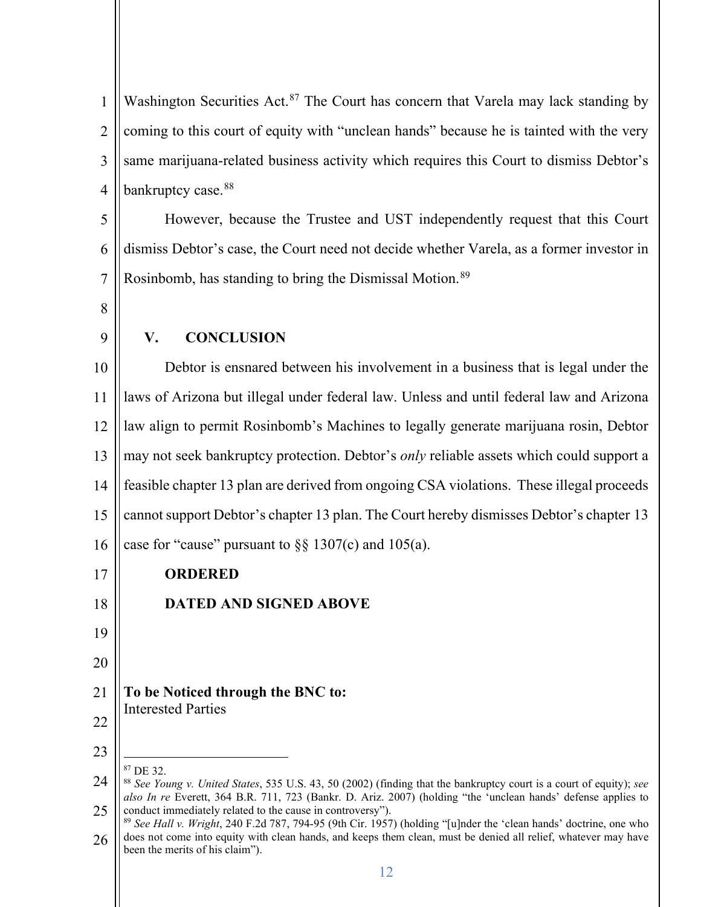Washington Securities Act.[87] The Court has concern that Varela may lack standing by coming to this court of equity with "unclean hands" because he is tainted with the very same marijuana-related business activity which requires this Court to dismiss Debtor's bankruptcy case.[88]

However, because the Trustee and UST independently request that this Court dismiss Debtor's case, the Court need not decide whether Varela, as a former investor in Rosinbomb, has standing to bring the Dismissal Motion.[89]

## V. CONCLUSION

Debtor is ensnared between his involvement in a business that is legal under the laws of Arizona but illegal under federal law. Unless and until federal law and Arizona law align to permit Rosinbomb's Machines to legally generate marijuana rosin, Debtor may not seek bankruptcy protection. Debtor's *only* reliable assets which could support a feasible chapter 13 plan are derived from ongoing CSA violations. These illegal proceeds cannot support Debtor's chapter 13 plan. The Court hereby dismisses Debtor's chapter 13 case for "cause" pursuant to §§ 1307(c) and 105(a).

**ORDERED**

**DATED AND SIGNED ABOVE**

**To be Noticed through the BNC to:**
Interested Parties

---

[87] DE 32.

[88] *See Young v. United States*, 535 U.S. 43, 50 (2002) (finding that the bankruptcy court is a court of equity); *see also In re* Everett, 364 B.R. 711, 723 (Bankr. D. Ariz. 2007) (holding "the 'unclean hands' defense applies to conduct immediately related to the cause in controversy").

[89] *See Hall v. Wright*, 240 F.2d 787, 794-95 (9th Cir. 1957) (holding "[u]nder the 'clean hands' doctrine, one who does not come into equity with clean hands, and keeps them clean, must be denied all relief, whatever may have been the merits of his claim").